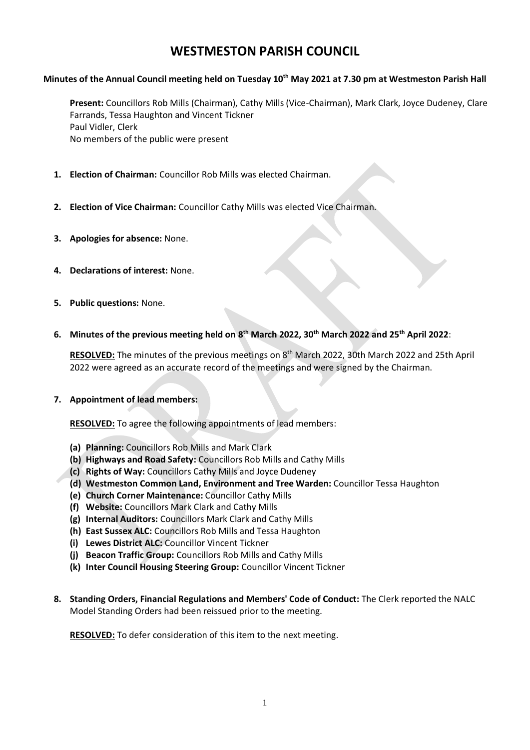# WESTMESTON PARISH COUNCIL

**Minutes of the Annual Council meeting held on Tuesday 10th May 2021 at 7.30 pm at Westmeston Parish Hall**

**Present:** Councillors Rob Mills (Chairman), Cathy Mills (Vice-Chairman), Mark Clark, Joyce Dudeney, Clare Farrands, Tessa Haughton and Vincent Tickner
Paul Vidler, Clerk
No members of the public were present

1. **Election of Chairman:** Councillor Rob Mills was elected Chairman.

2. **Election of Vice Chairman:** Councillor Cathy Mills was elected Vice Chairman.

3. **Apologies for absence:** None.

4. **Declarations of interest:** None.

5. **Public questions:** None.

6. **Minutes of the previous meeting held on 8th March 2022, 30th March 2022 and 25th April 2022**:

   **RESOLVED:** The minutes of the previous meetings on 8th March 2022, 30th March 2022 and 25th April 2022 were agreed as an accurate record of the meetings and were signed by the Chairman.

7. **Appointment of lead members:**

   **RESOLVED:** To agree the following appointments of lead members:

   **(a) Planning:** Councillors Rob Mills and Mark Clark
   **(b) Highways and Road Safety:** Councillors Rob Mills and Cathy Mills
   **(c) Rights of Way:** Councillors Cathy Mills and Joyce Dudeney
   **(d) Westmeston Common Land, Environment and Tree Warden:** Councillor Tessa Haughton
   **(e) Church Corner Maintenance:** Councillor Cathy Mills
   **(f) Website:** Councillors Mark Clark and Cathy Mills
   **(g) Internal Auditors:** Councillors Mark Clark and Cathy Mills
   **(h) East Sussex ALC:** Councillors Rob Mills and Tessa Haughton
   **(i) Lewes District ALC:** Councillor Vincent Tickner
   **(j) Beacon Traffic Group:** Councillors Rob Mills and Cathy Mills
   **(k) Inter Council Housing Steering Group:** Councillor Vincent Tickner

8. **Standing Orders, Financial Regulations and Members' Code of Conduct:** The Clerk reported the NALC Model Standing Orders had been reissued prior to the meeting.

   **RESOLVED:** To defer consideration of this item to the next meeting.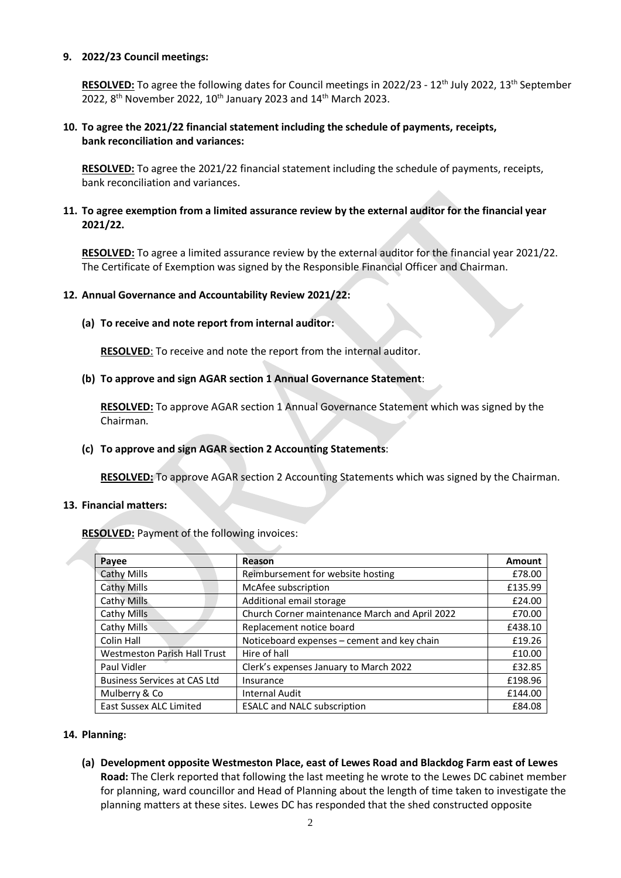9. **2022/23 Council meetings:**

   **RESOLVED:** To agree the following dates for Council meetings in 2022/23 - 12th July 2022, 13th September 2022, 8th November 2022, 10th January 2023 and 14th March 2023.

10. **To agree the 2021/22 financial statement including the schedule of payments, receipts, bank reconciliation and variances:**

    **RESOLVED:** To agree the 2021/22 financial statement including the schedule of payments, receipts, bank reconciliation and variances.

11. **To agree exemption from a limited assurance review by the external auditor for the financial year 2021/22.**

    **RESOLVED:** To agree a limited assurance review by the external auditor for the financial year 2021/22. The Certificate of Exemption was signed by the Responsible Financial Officer and Chairman.

12. **Annual Governance and Accountability Review 2021/22:**

    **(a) To receive and note report from internal auditor:**

    **RESOLVED**: To receive and note the report from the internal auditor.

    **(b) To approve and sign AGAR section 1 Annual Governance Statement**:

    **RESOLVED:** To approve AGAR section 1 Annual Governance Statement which was signed by the Chairman.

    **(c) To approve and sign AGAR section 2 Accounting Statements**:

    **RESOLVED:** To approve AGAR section 2 Accounting Statements which was signed by the Chairman.

13. **Financial matters:**

    **RESOLVED:** Payment of the following invoices:

| Payee | Reason | Amount |
|---|---|---|
| Cathy Mills | Reimbursement for website hosting | £78.00 |
| Cathy Mills | McAfee subscription | £135.99 |
| Cathy Mills | Additional email storage | £24.00 |
| Cathy Mills | Church Corner maintenance March and April 2022 | £70.00 |
| Cathy Mills | Replacement notice board | £438.10 |
| Colin Hall | Noticeboard expenses – cement and key chain | £19.26 |
| Westmeston Parish Hall Trust | Hire of hall | £10.00 |
| Paul Vidler | Clerk's expenses January to March 2022 | £32.85 |
| Business Services at CAS Ltd | Insurance | £198.96 |
| Mulberry & Co | Internal Audit | £144.00 |
| East Sussex ALC Limited | ESALC and NALC subscription | £84.08 |

14. **Planning:**

    **(a) Development opposite Westmeston Place, east of Lewes Road and Blackdog Farm east of Lewes Road:** The Clerk reported that following the last meeting he wrote to the Lewes DC cabinet member for planning, ward councillor and Head of Planning about the length of time taken to investigate the planning matters at these sites. Lewes DC has responded that the shed constructed opposite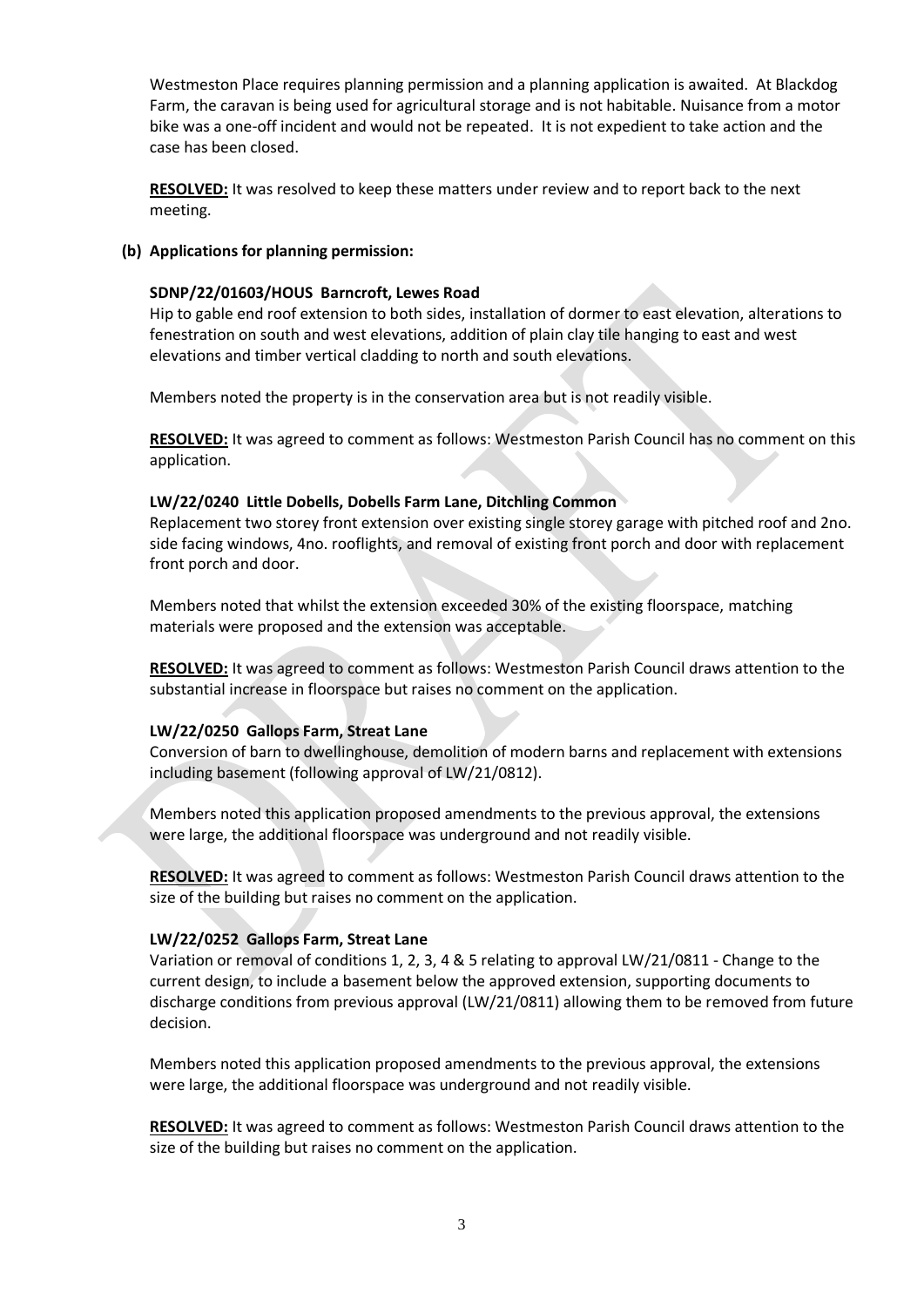Westmeston Place requires planning permission and a planning application is awaited. At Blackdog Farm, the caravan is being used for agricultural storage and is not habitable. Nuisance from a motor bike was a one-off incident and would not be repeated. It is not expedient to take action and the case has been closed.

**RESOLVED:** It was resolved to keep these matters under review and to report back to the next meeting.

**(b) Applications for planning permission:**

**SDNP/22/01603/HOUS Barncroft, Lewes Road**

Hip to gable end roof extension to both sides, installation of dormer to east elevation, alterations to fenestration on south and west elevations, addition of plain clay tile hanging to east and west elevations and timber vertical cladding to north and south elevations.

Members noted the property is in the conservation area but is not readily visible.

**RESOLVED:** It was agreed to comment as follows: Westmeston Parish Council has no comment on this application.

**LW/22/0240 Little Dobells, Dobells Farm Lane, Ditchling Common**

Replacement two storey front extension over existing single storey garage with pitched roof and 2no. side facing windows, 4no. rooflights, and removal of existing front porch and door with replacement front porch and door.

Members noted that whilst the extension exceeded 30% of the existing floorspace, matching materials were proposed and the extension was acceptable.

**RESOLVED:** It was agreed to comment as follows: Westmeston Parish Council draws attention to the substantial increase in floorspace but raises no comment on the application.

**LW/22/0250 Gallops Farm, Streat Lane**

Conversion of barn to dwellinghouse, demolition of modern barns and replacement with extensions including basement (following approval of LW/21/0812).

Members noted this application proposed amendments to the previous approval, the extensions were large, the additional floorspace was underground and not readily visible.

**RESOLVED:** It was agreed to comment as follows: Westmeston Parish Council draws attention to the size of the building but raises no comment on the application.

**LW/22/0252 Gallops Farm, Streat Lane**

Variation or removal of conditions 1, 2, 3, 4 & 5 relating to approval LW/21/0811 - Change to the current design, to include a basement below the approved extension, supporting documents to discharge conditions from previous approval (LW/21/0811) allowing them to be removed from future decision.

Members noted this application proposed amendments to the previous approval, the extensions were large, the additional floorspace was underground and not readily visible.

**RESOLVED:** It was agreed to comment as follows: Westmeston Parish Council draws attention to the size of the building but raises no comment on the application.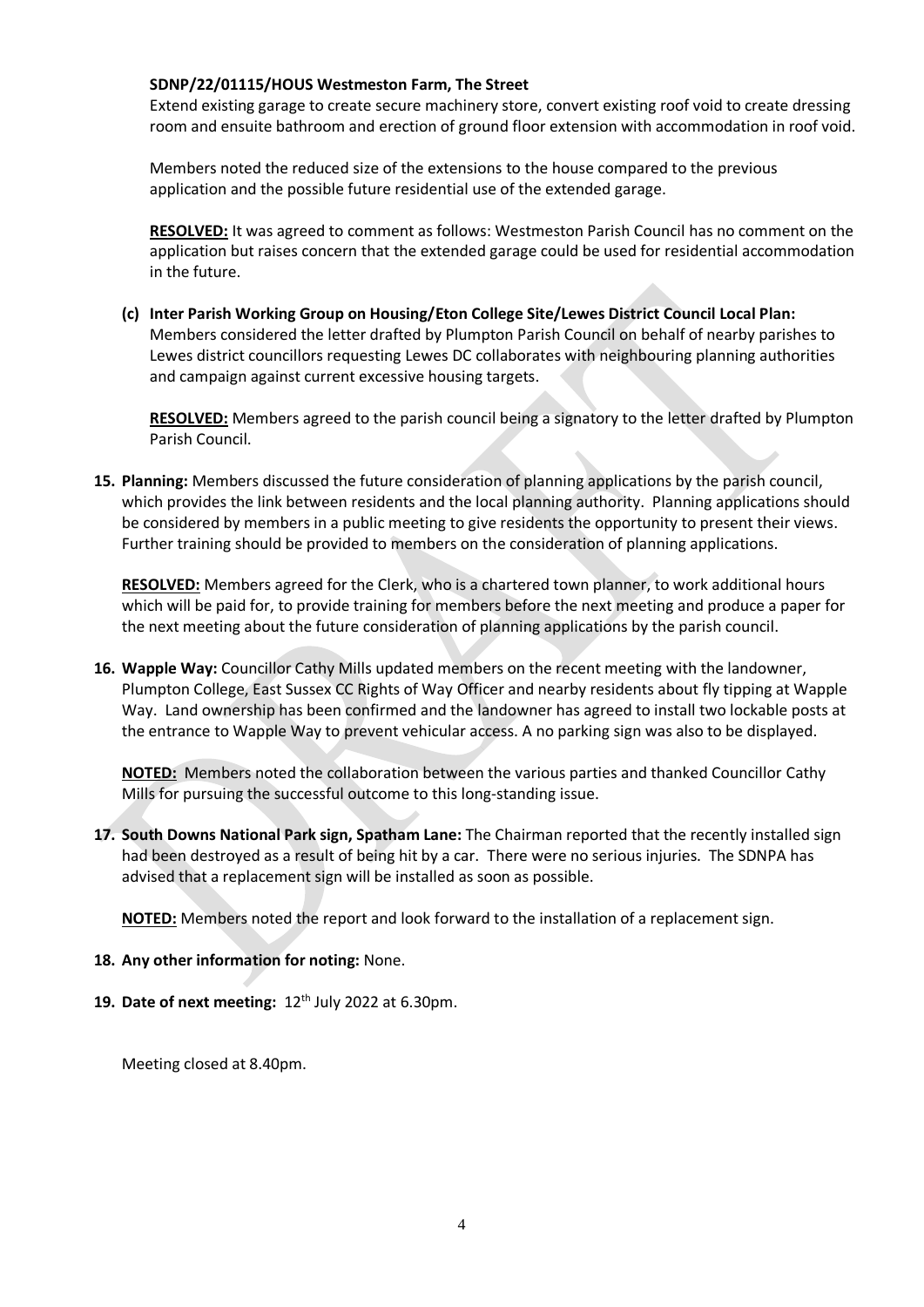**SDNP/22/01115/HOUS Westmeston Farm, The Street**

Extend existing garage to create secure machinery store, convert existing roof void to create dressing room and ensuite bathroom and erection of ground floor extension with accommodation in roof void.

Members noted the reduced size of the extensions to the house compared to the previous application and the possible future residential use of the extended garage.

**RESOLVED:** It was agreed to comment as follows: Westmeston Parish Council has no comment on the application but raises concern that the extended garage could be used for residential accommodation in the future.

**(c) Inter Parish Working Group on Housing/Eton College Site/Lewes District Council Local Plan:** Members considered the letter drafted by Plumpton Parish Council on behalf of nearby parishes to Lewes district councillors requesting Lewes DC collaborates with neighbouring planning authorities and campaign against current excessive housing targets.

**RESOLVED:** Members agreed to the parish council being a signatory to the letter drafted by Plumpton Parish Council.

**15. Planning:** Members discussed the future consideration of planning applications by the parish council, which provides the link between residents and the local planning authority. Planning applications should be considered by members in a public meeting to give residents the opportunity to present their views. Further training should be provided to members on the consideration of planning applications.

**RESOLVED:** Members agreed for the Clerk, who is a chartered town planner, to work additional hours which will be paid for, to provide training for members before the next meeting and produce a paper for the next meeting about the future consideration of planning applications by the parish council.

**16. Wapple Way:** Councillor Cathy Mills updated members on the recent meeting with the landowner, Plumpton College, East Sussex CC Rights of Way Officer and nearby residents about fly tipping at Wapple Way. Land ownership has been confirmed and the landowner has agreed to install two lockable posts at the entrance to Wapple Way to prevent vehicular access. A no parking sign was also to be displayed.

**NOTED:** Members noted the collaboration between the various parties and thanked Councillor Cathy Mills for pursuing the successful outcome to this long-standing issue.

**17. South Downs National Park sign, Spatham Lane:** The Chairman reported that the recently installed sign had been destroyed as a result of being hit by a car. There were no serious injuries. The SDNPA has advised that a replacement sign will be installed as soon as possible.

**NOTED:** Members noted the report and look forward to the installation of a replacement sign.

**18. Any other information for noting:** None.

**19. Date of next meeting:** 12th July 2022 at 6.30pm.

Meeting closed at 8.40pm.